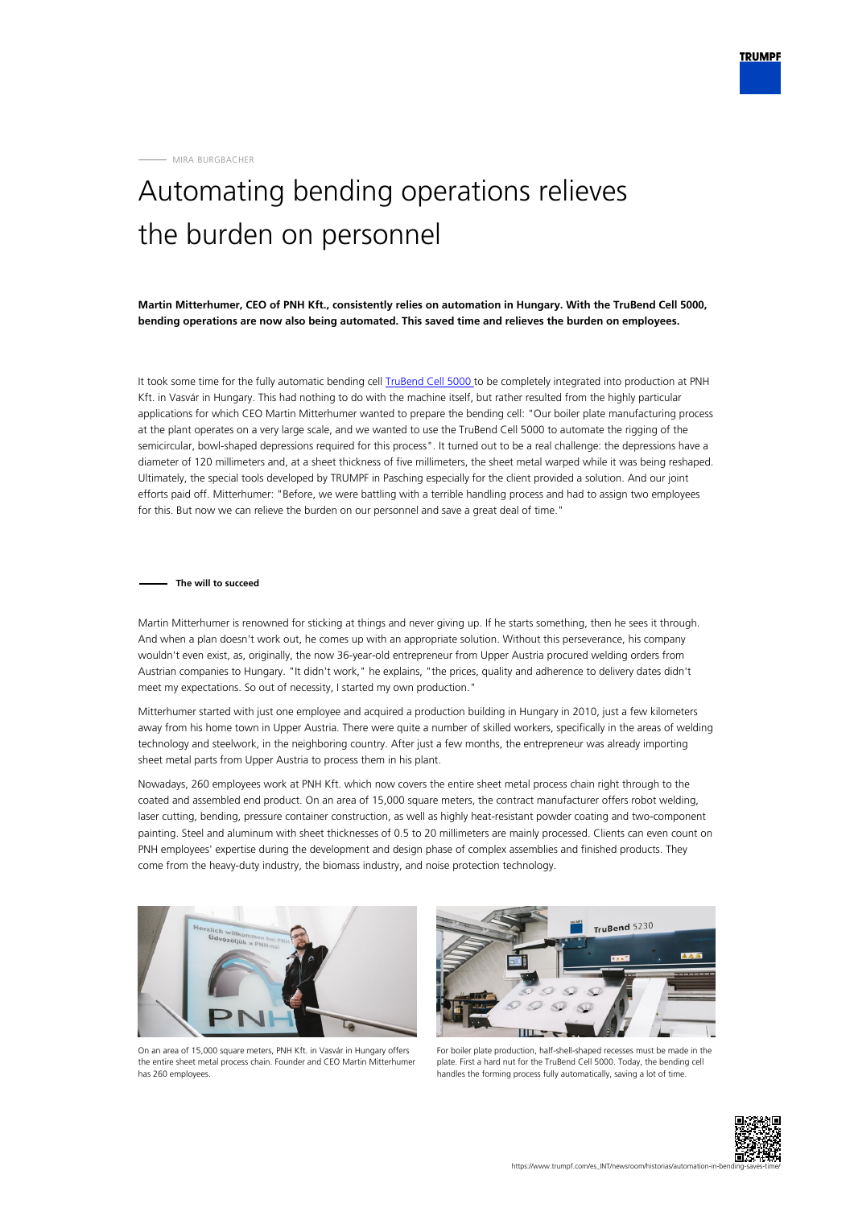MIRA BURGBACHER

# Automating bending operations relieves the burden on personnel

**Martin Mitterhumer, CEO of PNH Kft., consistently relies on automation in Hungary. With the TruBend Cell 5000, bending operations are now also being automated. This saved time and relieves the burden on employees.**

It took some time for the fully automatic bending cell TruBend Cell 5000 to be completely integrated into production at PNH Kft. in Vasvár in Hungary. This had nothing to do with the machine itself, but rather resulted from the highly particular applications for which CEO Martin Mitterhumer wanted to prepare the bending cell: "Our boiler plate manufacturing process at the plant operates on a very large scale, and we wanted to use the TruBend Cell 5000 to automate the rigging of the semicircular, bowl-shaped depressions required for this process". It turned out to be a real challenge: the depressions have a diameter of 120 millimeters and, at a sheet thickness of five millimeters, the sheet metal warped while it was being reshaped. Ultimately, the special tools developed by TRUMPF in Pasching especially for the client provided a solution. And our joint efforts paid off. Mitterhumer: "Before, we were battling with a terrible handling process and had to assign two employees for this. But now we can relieve the burden on our personnel and save a great deal of time."

## The will to succeed

Martin Mitterhumer is renowned for sticking at things and never giving up. If he starts something, then he sees it through. And when a plan doesn't work out, he comes up with an appropriate solution. Without this perseverance, his company wouldn't even exist, as, originally, the now 36-year-old entrepreneur from Upper Austria procured welding orders from Austrian companies to Hungary. "It didn't work," he explains, "the prices, quality and adherence to delivery dates didn't meet my expectations. So out of necessity, I started my own production."

Mitterhumer started with just one employee and acquired a production building in Hungary in 2010, just a few kilometers away from his home town in Upper Austria. There were quite a number of skilled workers, specifically in the areas of welding technology and steelwork, in the neighboring country. After just a few months, the entrepreneur was already importing sheet metal parts from Upper Austria to process them in his plant.

Nowadays, 260 employees work at PNH Kft. which now covers the entire sheet metal process chain right through to the coated and assembled end product. On an area of 15,000 square meters, the contract manufacturer offers robot welding, laser cutting, bending, pressure container construction, as well as highly heat-resistant powder coating and two-component painting. Steel and aluminum with sheet thicknesses of 0.5 to 20 millimeters are mainly processed. Clients can even count on PNH employees' expertise during the development and design phase of complex assemblies and finished products. They come from the heavy-duty industry, the biomass industry, and noise protection technology.

On an area of 15,000 square meters, PNH Kft. in Vasvár in Hungary offers the entire sheet metal process chain. Founder and CEO Martin Mitterhumer has 260 employees.

For boiler plate production, half-shell-shaped recesses must be made in the plate. First a hard nut for the TruBend Cell 5000. Today, the bending cell handles the forming process fully automatically, saving a lot of time.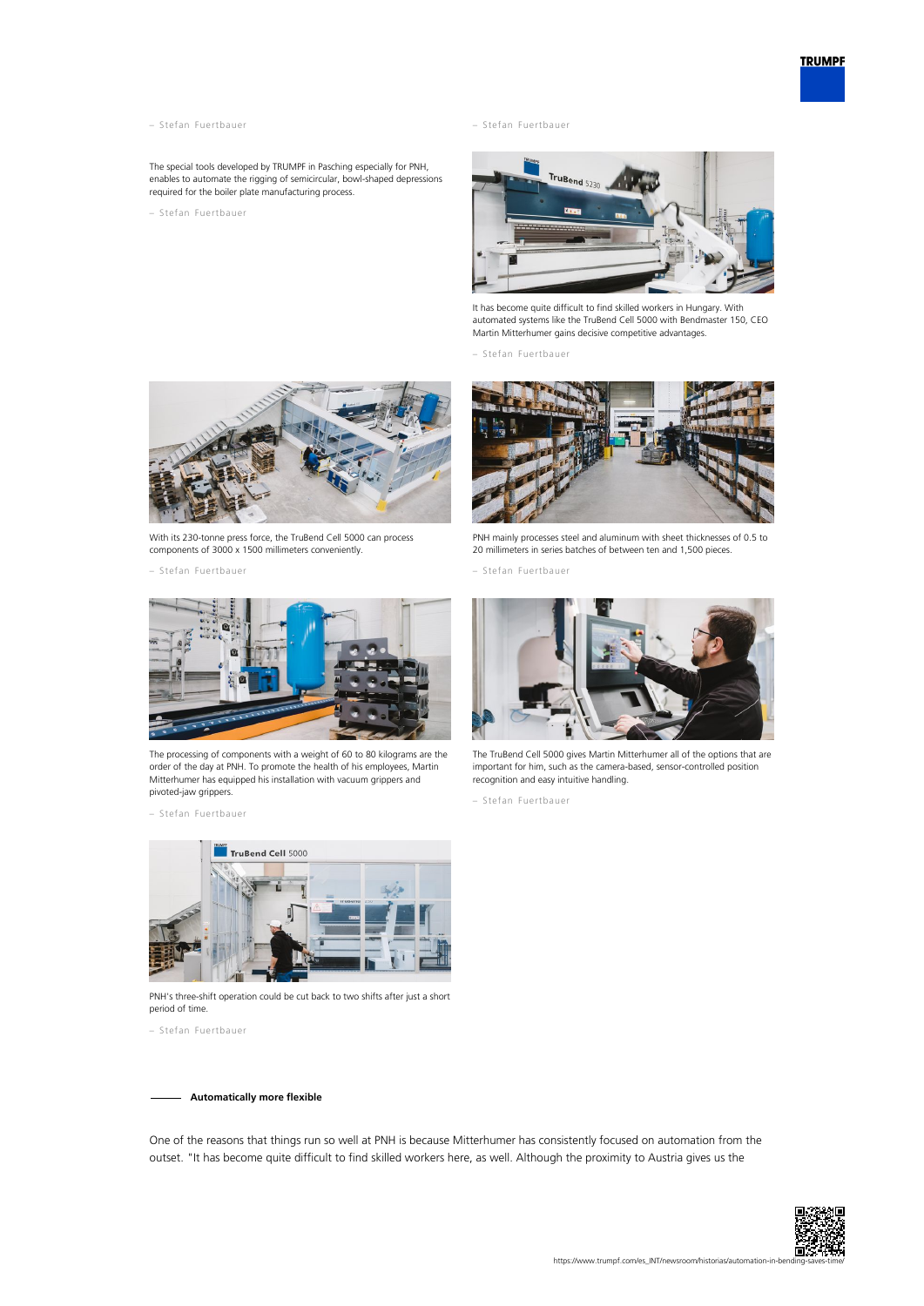– Stefan Fuertbauer

The special tools developed by TRUMPF in Pasching especially for PNH, enables to automate the rigging of semicircular, bowl-shaped depressions required for the boiler plate manufacturing process.

– Stefan Fuertbauer

– Stefan Fuertbauer

It has become quite difficult to find skilled workers in Hungary. With automated systems like the TruBend Cell 5000 with Bendmaster 150, CEO Martin Mitterhumer gains decisive competitive advantages.

– Stefan Fuertbauer

With its 230-tonne press force, the TruBend Cell 5000 can process components of 3000 x 1500 millimeters conveniently.

– Stefan Fuertbauer

PNH mainly processes steel and aluminum with sheet thicknesses of 0.5 to 20 millimeters in series batches of between ten and 1,500 pieces.

– Stefan Fuertbauer

The processing of components with a weight of 60 to 80 kilograms are the order of the day at PNH. To promote the health of his employees, Martin Mitterhumer has equipped his installation with vacuum grippers and pivoted-jaw grippers.

– Stefan Fuertbauer

The TruBend Cell 5000 gives Martin Mitterhumer all of the options that are important for him, such as the camera-based, sensor-controlled position recognition and easy intuitive handling.

– Stefan Fuertbauer

PNH's three-shift operation could be cut back to two shifts after just a short period of time.

– Stefan Fuertbauer

## Automatically more flexible

One of the reasons that things run so well at PNH is because Mitterhumer has consistently focused on automation from the outset. "It has become quite difficult to find skilled workers here, as well. Although the proximity to Austria gives us the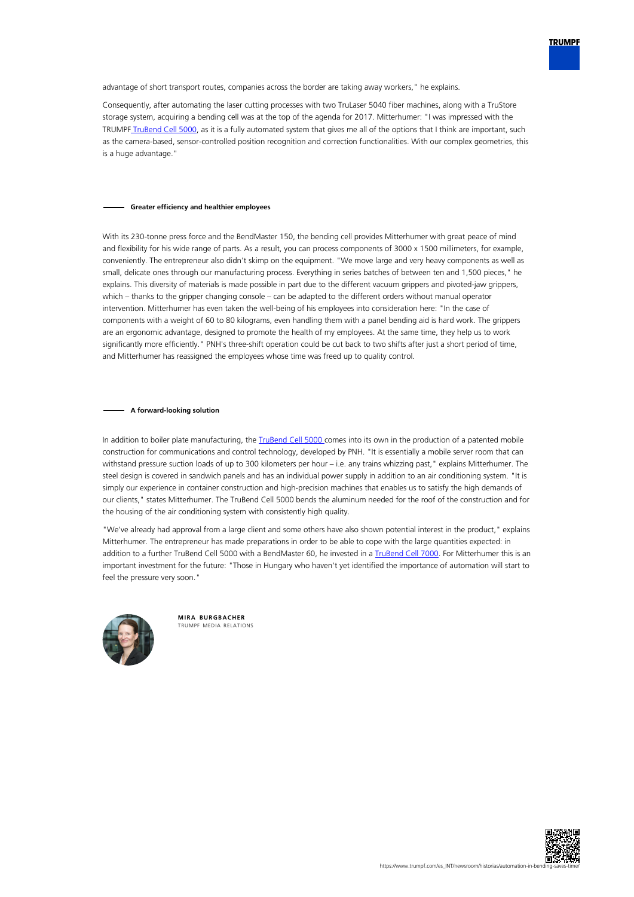advantage of short transport routes, companies across the border are taking away workers," he explains.

Consequently, after automating the laser cutting processes with two TruLaser 5040 fiber machines, along with a TruStore storage system, acquiring a bending cell was at the top of the agenda for 2017. Mitterhumer: "I was impressed with the TRUMPF TruBend Cell 5000, as it is a fully automated system that gives me all of the options that I think are important, such as the camera-based, sensor-controlled position recognition and correction functionalities. With our complex geometries, this is a huge advantage."

### Greater efficiency and healthier employees

With its 230-tonne press force and the BendMaster 150, the bending cell provides Mitterhumer with great peace of mind and flexibility for his wide range of parts. As a result, you can process components of 3000 x 1500 millimeters, for example, conveniently. The entrepreneur also didn't skimp on the equipment. "We move large and very heavy components as well as small, delicate ones through our manufacturing process. Everything in series batches of between ten and 1,500 pieces," he explains. This diversity of materials is made possible in part due to the different vacuum grippers and pivoted-jaw grippers, which – thanks to the gripper changing console – can be adapted to the different orders without manual operator intervention. Mitterhumer has even taken the well-being of his employees into consideration here: "In the case of components with a weight of 60 to 80 kilograms, even handling them with a panel bending aid is hard work. The grippers are an ergonomic advantage, designed to promote the health of my employees. At the same time, they help us to work significantly more efficiently." PNH's three-shift operation could be cut back to two shifts after just a short period of time, and Mitterhumer has reassigned the employees whose time was freed up to quality control.

### A forward-looking solution

In addition to boiler plate manufacturing, the TruBend Cell 5000 comes into its own in the production of a patented mobile construction for communications and control technology, developed by PNH. "It is essentially a mobile server room that can withstand pressure suction loads of up to 300 kilometers per hour – i.e. any trains whizzing past," explains Mitterhumer. The steel design is covered in sandwich panels and has an individual power supply in addition to an air conditioning system. "It is simply our experience in container construction and high-precision machines that enables us to satisfy the high demands of our clients," states Mitterhumer. The TruBend Cell 5000 bends the aluminum needed for the roof of the construction and for the housing of the air conditioning system with consistently high quality.

"We've already had approval from a large client and some others have also shown potential interest in the product," explains Mitterhumer. The entrepreneur has made preparations in order to be able to cope with the large quantities expected: in addition to a further TruBend Cell 5000 with a BendMaster 60, he invested in a TruBend Cell 7000. For Mitterhumer this is an important investment for the future: "Those in Hungary who haven't yet identified the importance of automation will start to feel the pressure very soon."

**MIRA BURGBACHER**
TRUMPF MEDIA RELATIONS